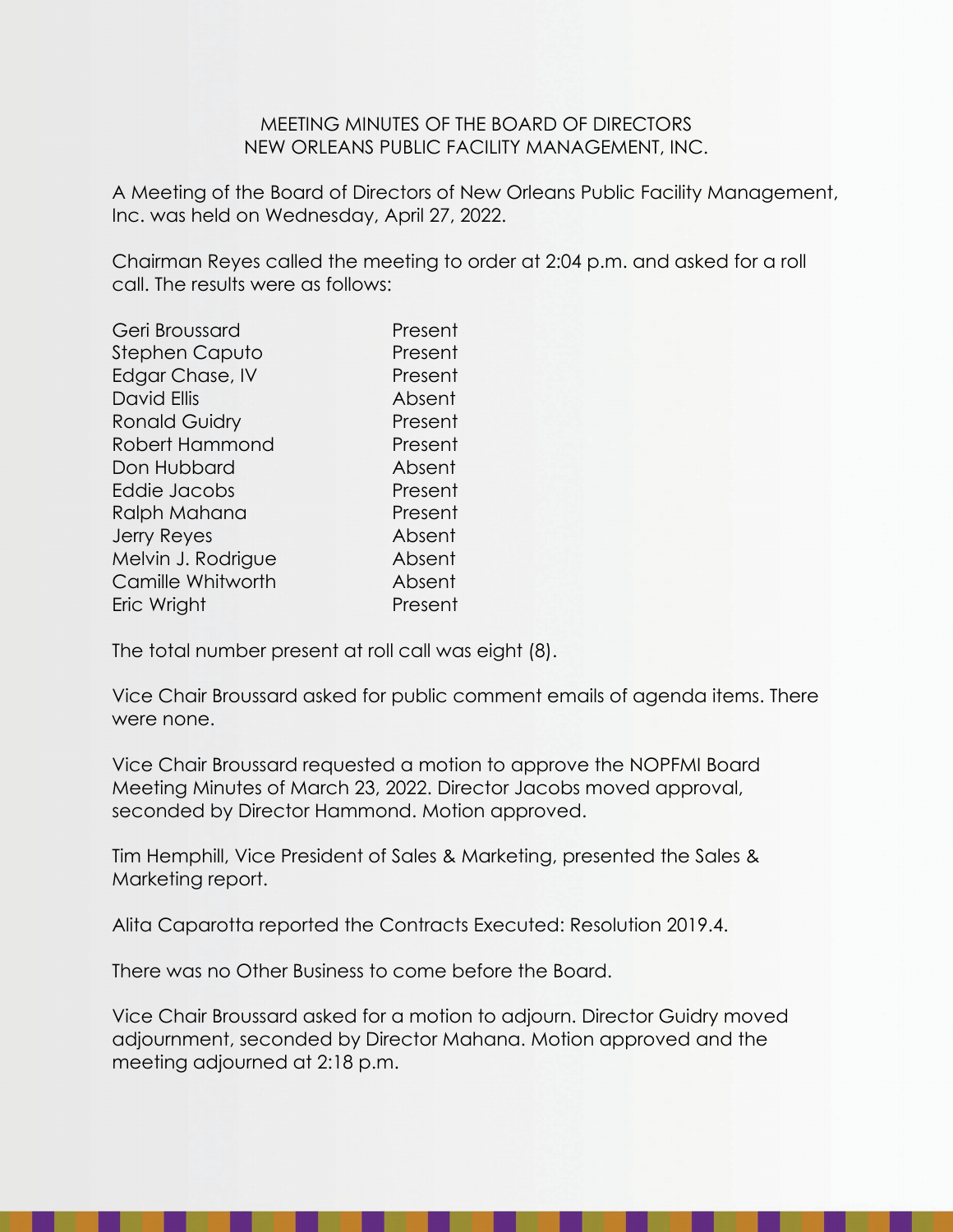# MEETING MINUTES OF THE BOARD OF DIRECTORS
# NEW ORLEANS PUBLIC FACILITY MANAGEMENT, INC.

A Meeting of the Board of Directors of New Orleans Public Facility Management, Inc. was held on Wednesday, April 27, 2022.

Chairman Reyes called the meeting to order at 2:04 p.m. and asked for a roll call. The results were as follows:

| | |
|---|---|
| Geri Broussard | Present |
| Stephen Caputo | Present |
| Edgar Chase, IV | Present |
| David Ellis | Absent |
| Ronald Guidry | Present |
| Robert Hammond | Present |
| Don Hubbard | Absent |
| Eddie Jacobs | Present |
| Ralph Mahana | Present |
| Jerry Reyes | Absent |
| Melvin J. Rodrigue | Absent |
| Camille Whitworth | Absent |
| Eric Wright | Present |

The total number present at roll call was eight (8).

Vice Chair Broussard asked for public comment emails of agenda items. There were none.

Vice Chair Broussard requested a motion to approve the NOPFMI Board Meeting Minutes of March 23, 2022. Director Jacobs moved approval, seconded by Director Hammond. Motion approved.

Tim Hemphill, Vice President of Sales & Marketing, presented the Sales & Marketing report.

Alita Caparotta reported the Contracts Executed: Resolution 2019.4.

There was no Other Business to come before the Board.

Vice Chair Broussard asked for a motion to adjourn. Director Guidry moved adjournment, seconded by Director Mahana. Motion approved and the meeting adjourned at 2:18 p.m.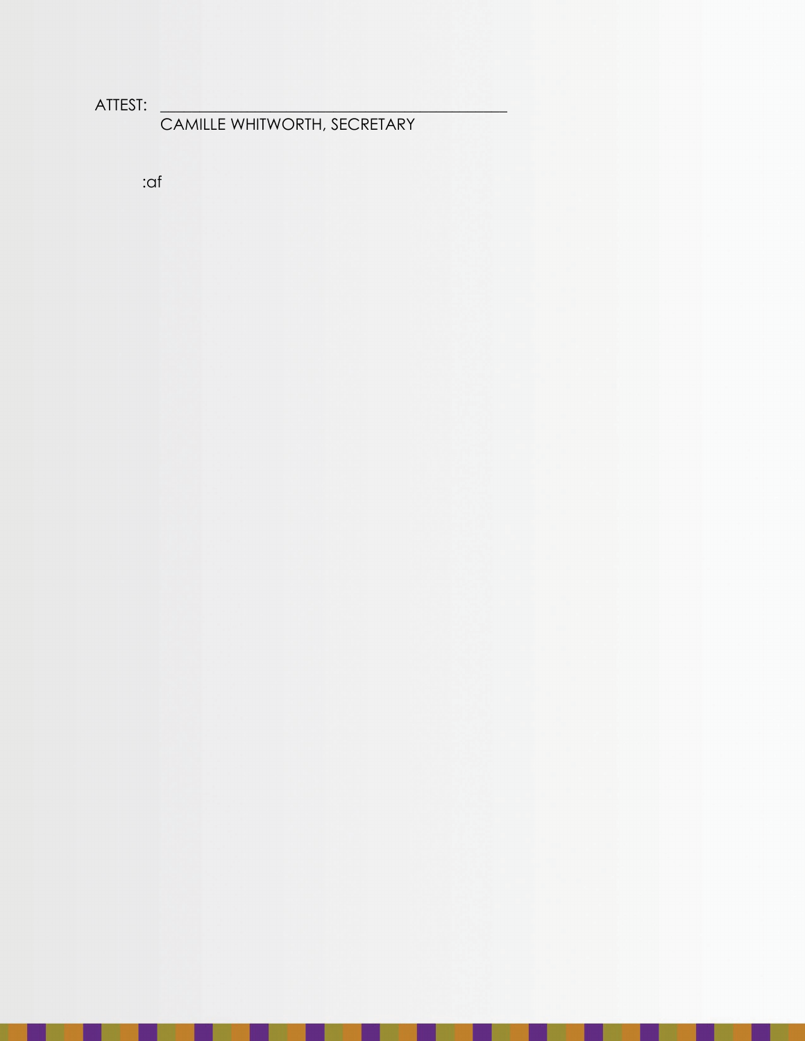ATTEST: ______________________________________________

CAMILLE WHITWORTH, SECRETARY

:af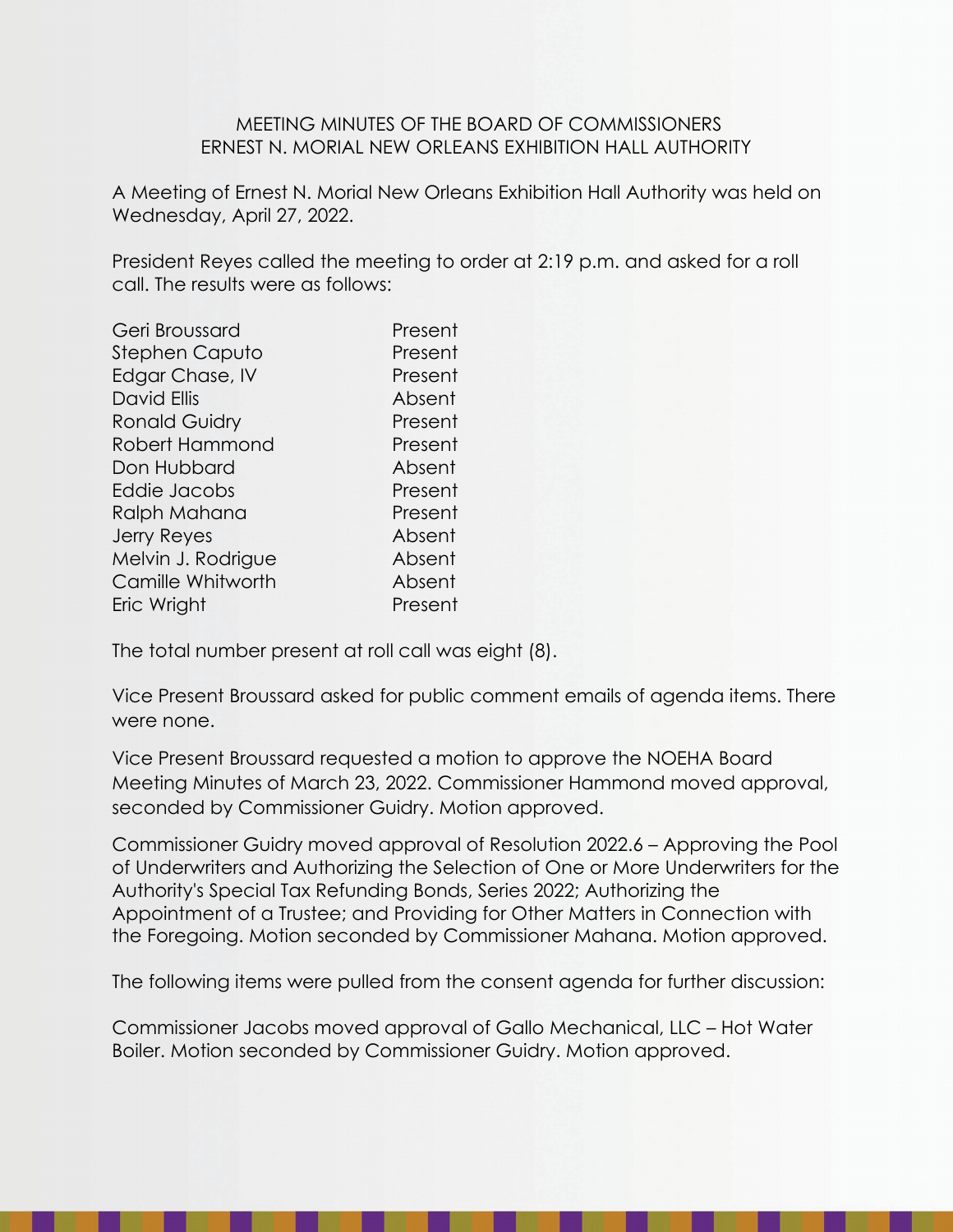MEETING MINUTES OF THE BOARD OF COMMISSIONERS
ERNEST N. MORIAL NEW ORLEANS EXHIBITION HALL AUTHORITY

A Meeting of Ernest N. Morial New Orleans Exhibition Hall Authority was held on Wednesday, April 27, 2022.

President Reyes called the meeting to order at 2:19 p.m. and asked for a roll call. The results were as follows:

| | |
|---|---|
| Geri Broussard | Present |
| Stephen Caputo | Present |
| Edgar Chase, IV | Present |
| David Ellis | Absent |
| Ronald Guidry | Present |
| Robert Hammond | Present |
| Don Hubbard | Absent |
| Eddie Jacobs | Present |
| Ralph Mahana | Present |
| Jerry Reyes | Absent |
| Melvin J. Rodrigue | Absent |
| Camille Whitworth | Absent |
| Eric Wright | Present |

The total number present at roll call was eight (8).

Vice Present Broussard asked for public comment emails of agenda items. There were none.

Vice Present Broussard requested a motion to approve the NOEHA Board Meeting Minutes of March 23, 2022. Commissioner Hammond moved approval, seconded by Commissioner Guidry. Motion approved.

Commissioner Guidry moved approval of Resolution 2022.6 – Approving the Pool of Underwriters and Authorizing the Selection of One or More Underwriters for the Authority's Special Tax Refunding Bonds, Series 2022; Authorizing the Appointment of a Trustee; and Providing for Other Matters in Connection with the Foregoing. Motion seconded by Commissioner Mahana. Motion approved.

The following items were pulled from the consent agenda for further discussion:

Commissioner Jacobs moved approval of Gallo Mechanical, LLC – Hot Water Boiler. Motion seconded by Commissioner Guidry. Motion approved.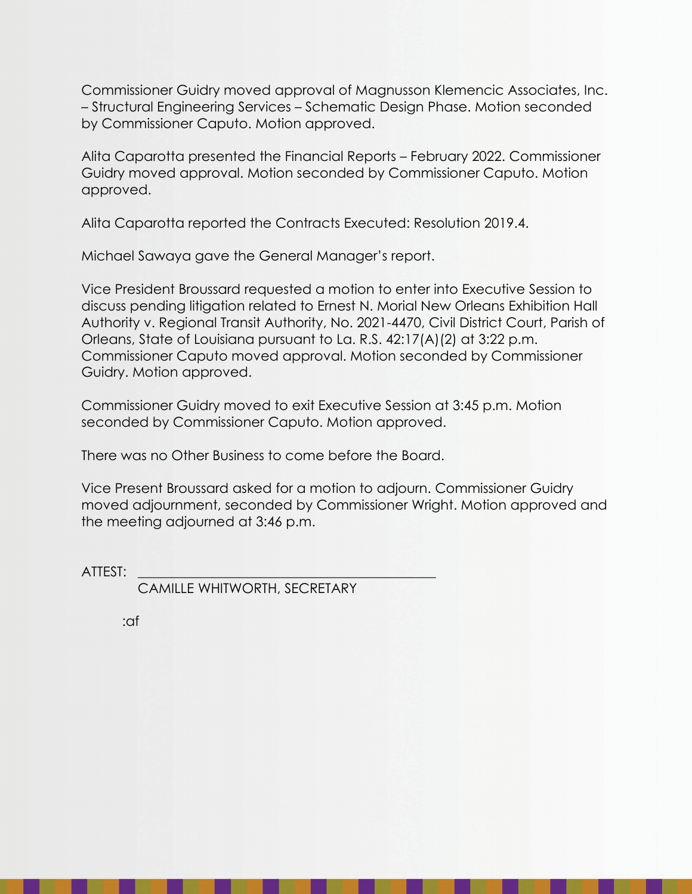Commissioner Guidry moved approval of Magnusson Klemencic Associates, Inc. – Structural Engineering Services – Schematic Design Phase. Motion seconded by Commissioner Caputo. Motion approved.

Alita Caparotta presented the Financial Reports – February 2022. Commissioner Guidry moved approval. Motion seconded by Commissioner Caputo. Motion approved.

Alita Caparotta reported the Contracts Executed: Resolution 2019.4.

Michael Sawaya gave the General Manager's report.

Vice President Broussard requested a motion to enter into Executive Session to discuss pending litigation related to Ernest N. Morial New Orleans Exhibition Hall Authority v. Regional Transit Authority, No. 2021-4470, Civil District Court, Parish of Orleans, State of Louisiana pursuant to La. R.S. 42:17(A)(2) at 3:22 p.m. Commissioner Caputo moved approval. Motion seconded by Commissioner Guidry. Motion approved.

Commissioner Guidry moved to exit Executive Session at 3:45 p.m. Motion seconded by Commissioner Caputo. Motion approved.

There was no Other Business to come before the Board.

Vice Present Broussard asked for a motion to adjourn. Commissioner Guidry moved adjournment, seconded by Commissioner Wright. Motion approved and the meeting adjourned at 3:46 p.m.

ATTEST: ____________________________________________

CAMILLE WHITWORTH, SECRETARY

:af